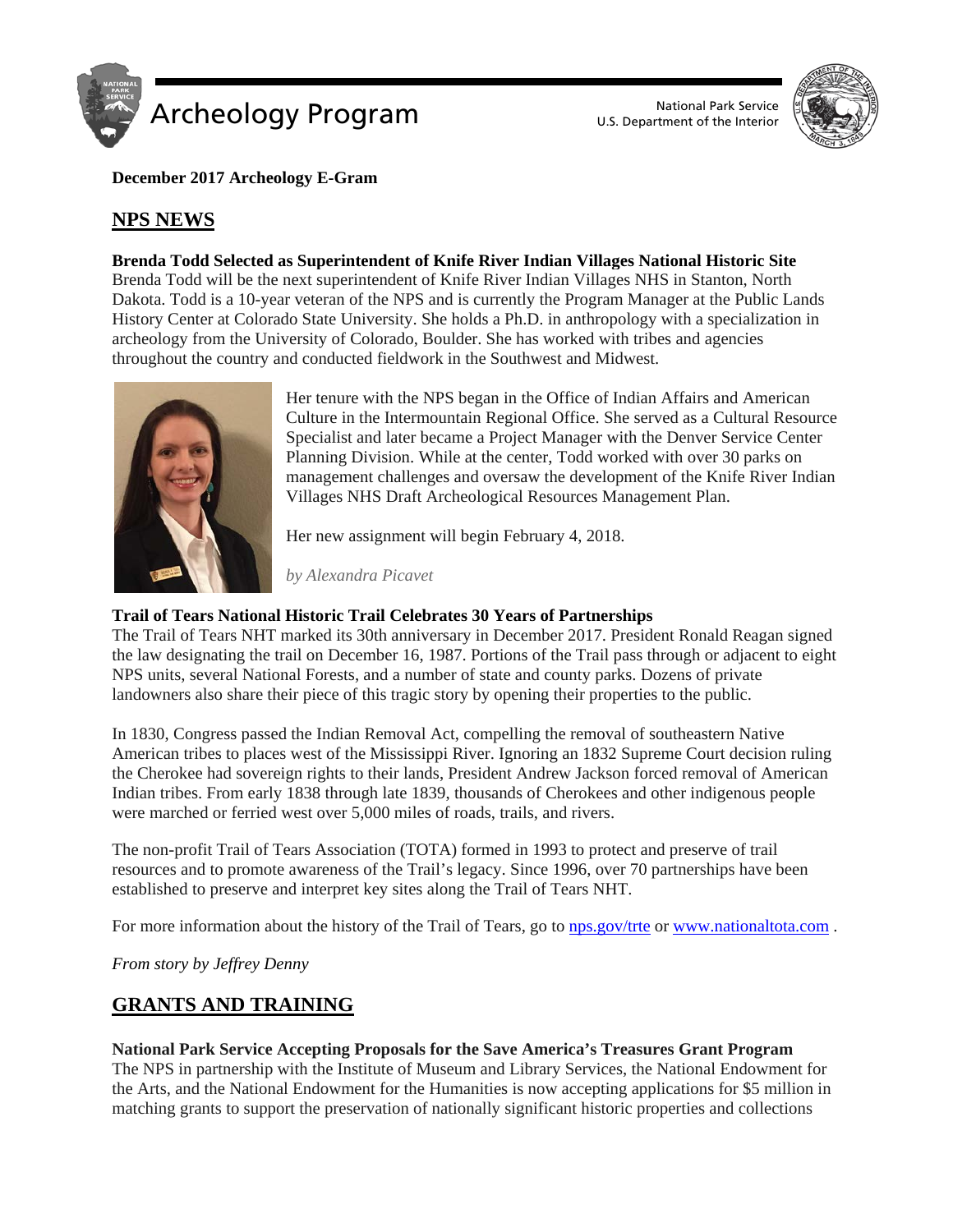# Archeology Program

National Park Service
U.S. Department of the Interior

**December 2017 Archeology E-Gram**

## NPS NEWS

**Brenda Todd Selected as Superintendent of Knife River Indian Villages National Historic Site**
Brenda Todd will be the next superintendent of Knife River Indian Villages NHS in Stanton, North Dakota. Todd is a 10-year veteran of the NPS and is currently the Program Manager at the Public Lands History Center at Colorado State University. She holds a Ph.D. in anthropology with a specialization in archeology from the University of Colorado, Boulder. She has worked with tribes and agencies throughout the country and conducted fieldwork in the Southwest and Midwest.

Her tenure with the NPS began in the Office of Indian Affairs and American Culture in the Intermountain Regional Office. She served as a Cultural Resource Specialist and later became a Project Manager with the Denver Service Center Planning Division. While at the center, Todd worked with over 30 parks on management challenges and oversaw the development of the Knife River Indian Villages NHS Draft Archeological Resources Management Plan.

Her new assignment will begin February 4, 2018.

*by Alexandra Picavet*

**Trail of Tears National Historic Trail Celebrates 30 Years of Partnerships**
The Trail of Tears NHT marked its 30th anniversary in December 2017. President Ronald Reagan signed the law designating the trail on December 16, 1987. Portions of the Trail pass through or adjacent to eight NPS units, several National Forests, and a number of state and county parks. Dozens of private landowners also share their piece of this tragic story by opening their properties to the public.

In 1830, Congress passed the Indian Removal Act, compelling the removal of southeastern Native American tribes to places west of the Mississippi River. Ignoring an 1832 Supreme Court decision ruling the Cherokee had sovereign rights to their lands, President Andrew Jackson forced removal of American Indian tribes. From early 1838 through late 1839, thousands of Cherokees and other indigenous people were marched or ferried west over 5,000 miles of roads, trails, and rivers.

The non-profit Trail of Tears Association (TOTA) formed in 1993 to protect and preserve of trail resources and to promote awareness of the Trail's legacy. Since 1996, over 70 partnerships have been established to preserve and interpret key sites along the Trail of Tears NHT.

For more information about the history of the Trail of Tears, go to nps.gov/trte or www.nationaltota.com .

*From story by Jeffrey Denny*

## GRANTS AND TRAINING

**National Park Service Accepting Proposals for the Save America's Treasures Grant Program**
The NPS in partnership with the Institute of Museum and Library Services, the National Endowment for the Arts, and the National Endowment for the Humanities is now accepting applications for $5 million in matching grants to support the preservation of nationally significant historic properties and collections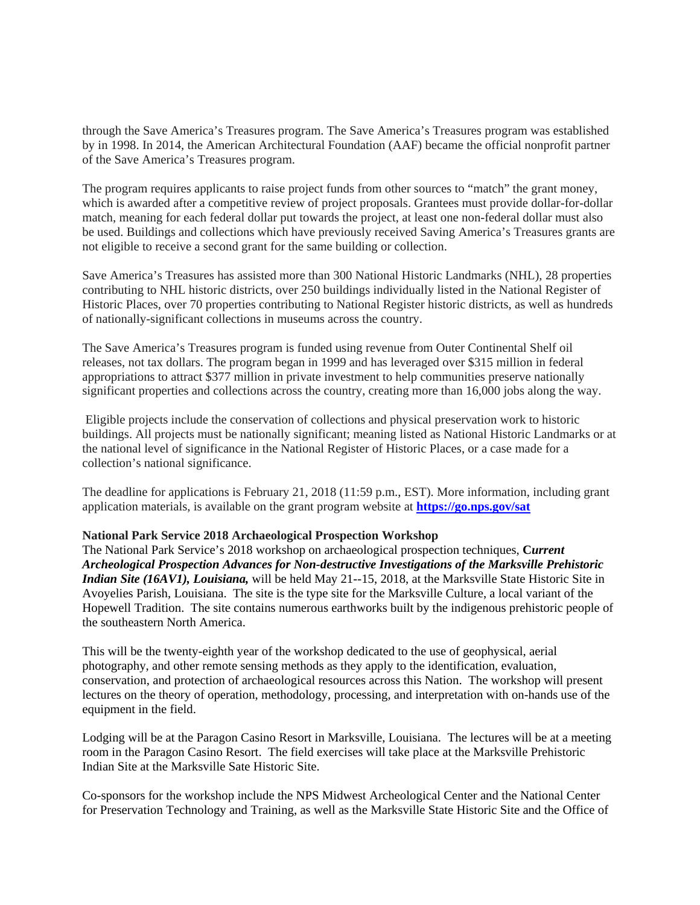through the Save America's Treasures program. The Save America's Treasures program was established by in 1998. In 2014, the American Architectural Foundation (AAF) became the official nonprofit partner of the Save America's Treasures program.

The program requires applicants to raise project funds from other sources to "match" the grant money, which is awarded after a competitive review of project proposals. Grantees must provide dollar-for-dollar match, meaning for each federal dollar put towards the project, at least one non-federal dollar must also be used. Buildings and collections which have previously received Saving America's Treasures grants are not eligible to receive a second grant for the same building or collection.

Save America's Treasures has assisted more than 300 National Historic Landmarks (NHL), 28 properties contributing to NHL historic districts, over 250 buildings individually listed in the National Register of Historic Places, over 70 properties contributing to National Register historic districts, as well as hundreds of nationally-significant collections in museums across the country.

The Save America's Treasures program is funded using revenue from Outer Continental Shelf oil releases, not tax dollars. The program began in 1999 and has leveraged over $315 million in federal appropriations to attract $377 million in private investment to help communities preserve nationally significant properties and collections across the country, creating more than 16,000 jobs along the way.

Eligible projects include the conservation of collections and physical preservation work to historic buildings. All projects must be nationally significant; meaning listed as National Historic Landmarks or at the national level of significance in the National Register of Historic Places, or a case made for a collection's national significance.

The deadline for applications is February 21, 2018 (11:59 p.m., EST). More information, including grant application materials, is available on the grant program website at **https://go.nps.gov/sat**

**National Park Service 2018 Archaeological Prospection Workshop**

The National Park Service's 2018 workshop on archaeological prospection techniques, ***Current Archeological Prospection Advances for Non-destructive Investigations of the Marksville Prehistoric Indian Site (16AV1), Louisiana,*** will be held May 21--15, 2018, at the Marksville State Historic Site in Avoyelies Parish, Louisiana. The site is the type site for the Marksville Culture, a local variant of the Hopewell Tradition. The site contains numerous earthworks built by the indigenous prehistoric people of the southeastern North America.

This will be the twenty-eighth year of the workshop dedicated to the use of geophysical, aerial photography, and other remote sensing methods as they apply to the identification, evaluation, conservation, and protection of archaeological resources across this Nation. The workshop will present lectures on the theory of operation, methodology, processing, and interpretation with on-hands use of the equipment in the field.

Lodging will be at the Paragon Casino Resort in Marksville, Louisiana. The lectures will be at a meeting room in the Paragon Casino Resort. The field exercises will take place at the Marksville Prehistoric Indian Site at the Marksville Sate Historic Site.

Co-sponsors for the workshop include the NPS Midwest Archeological Center and the National Center for Preservation Technology and Training, as well as the Marksville State Historic Site and the Office of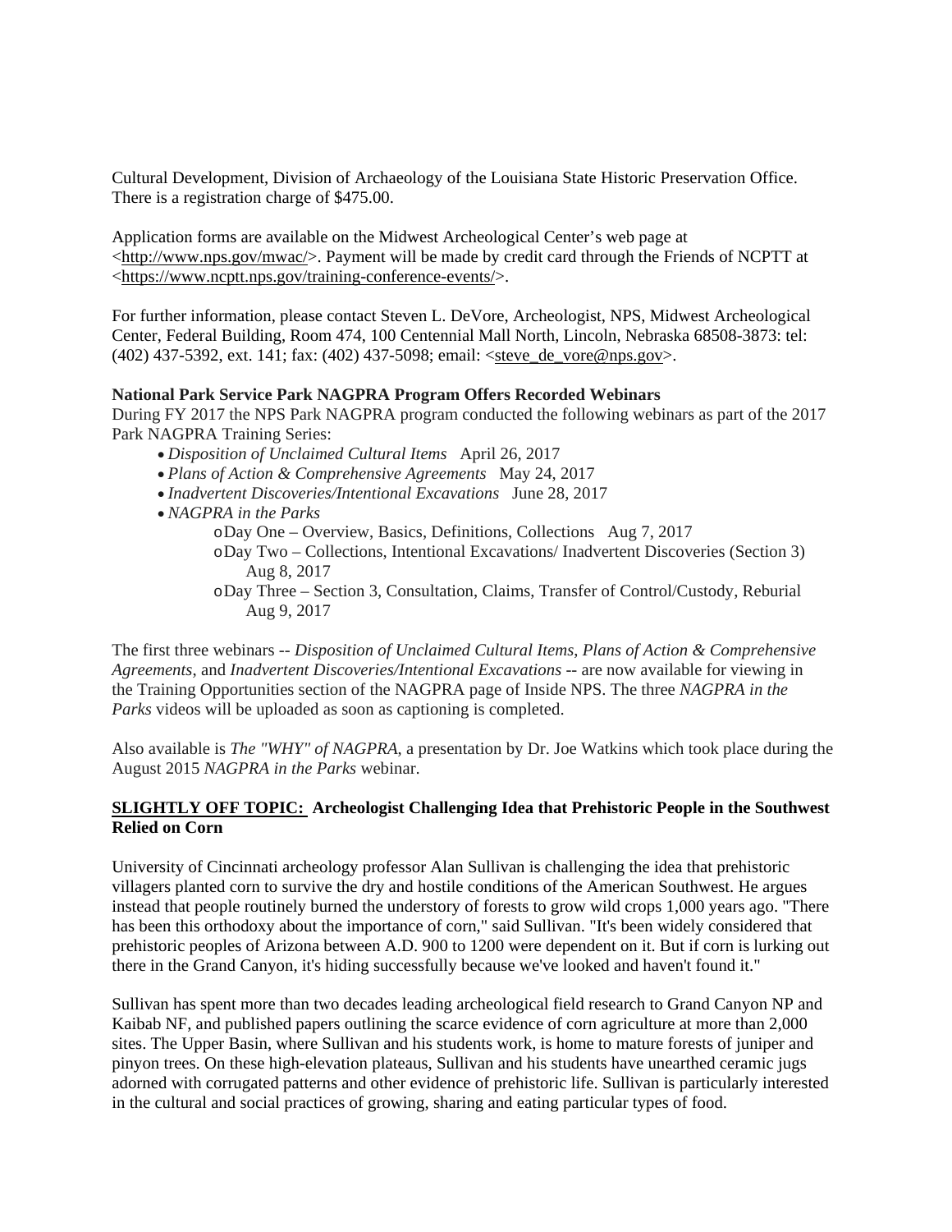Cultural Development, Division of Archaeology of the Louisiana State Historic Preservation Office. There is a registration charge of $475.00.

Application forms are available on the Midwest Archeological Center's web page at <http://www.nps.gov/mwac/>. Payment will be made by credit card through the Friends of NCPTT at <https://www.ncptt.nps.gov/training-conference-events/>.

For further information, please contact Steven L. DeVore, Archeologist, NPS, Midwest Archeological Center, Federal Building, Room 474, 100 Centennial Mall North, Lincoln, Nebraska 68508-3873: tel: (402) 437-5392, ext. 141; fax: (402) 437-5098; email: <steve_de_vore@nps.gov>.

**National Park Service Park NAGPRA Program Offers Recorded Webinars**

During FY 2017 the NPS Park NAGPRA program conducted the following webinars as part of the 2017 Park NAGPRA Training Series:

- *Disposition of Unclaimed Cultural Items* April 26, 2017
- *Plans of Action & Comprehensive Agreements* May 24, 2017
- *Inadvertent Discoveries/Intentional Excavations* June 28, 2017
- *NAGPRA in the Parks*
    - Day One – Overview, Basics, Definitions, Collections Aug 7, 2017
    - Day Two – Collections, Intentional Excavations/ Inadvertent Discoveries (Section 3) Aug 8, 2017
    - Day Three – Section 3, Consultation, Claims, Transfer of Control/Custody, Reburial Aug 9, 2017

The first three webinars -- *Disposition of Unclaimed Cultural Items*, *Plans of Action & Comprehensive Agreements*, and *Inadvertent Discoveries/Intentional Excavations* -- are now available for viewing in the Training Opportunities section of the NAGPRA page of Inside NPS. The three *NAGPRA in the Parks* videos will be uploaded as soon as captioning is completed.

Also available is *The "WHY" of NAGPRA*, a presentation by Dr. Joe Watkins which took place during the August 2015 *NAGPRA in the Parks* webinar.

**<u>SLIGHTLY OFF TOPIC:</u> Archeologist Challenging Idea that Prehistoric People in the Southwest Relied on Corn**

University of Cincinnati archeology professor Alan Sullivan is challenging the idea that prehistoric villagers planted corn to survive the dry and hostile conditions of the American Southwest. He argues instead that people routinely burned the understory of forests to grow wild crops 1,000 years ago. "There has been this orthodoxy about the importance of corn," said Sullivan. "It's been widely considered that prehistoric peoples of Arizona between A.D. 900 to 1200 were dependent on it. But if corn is lurking out there in the Grand Canyon, it's hiding successfully because we've looked and haven't found it."

Sullivan has spent more than two decades leading archeological field research to Grand Canyon NP and Kaibab NF, and published papers outlining the scarce evidence of corn agriculture at more than 2,000 sites. The Upper Basin, where Sullivan and his students work, is home to mature forests of juniper and pinyon trees. On these high-elevation plateaus, Sullivan and his students have unearthed ceramic jugs adorned with corrugated patterns and other evidence of prehistoric life. Sullivan is particularly interested in the cultural and social practices of growing, sharing and eating particular types of food.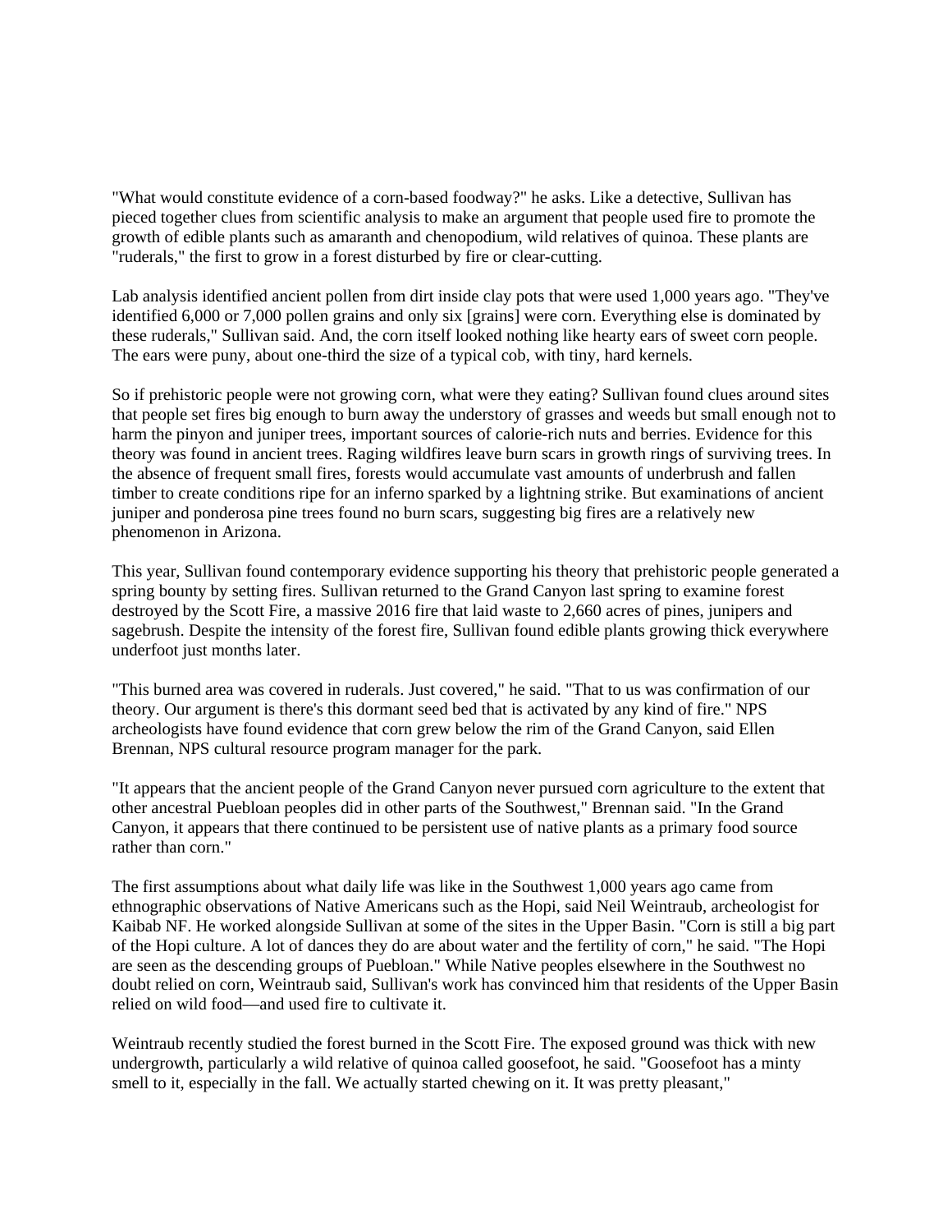"What would constitute evidence of a corn-based foodway?" he asks. Like a detective, Sullivan has pieced together clues from scientific analysis to make an argument that people used fire to promote the growth of edible plants such as amaranth and chenopodium, wild relatives of quinoa. These plants are "ruderals," the first to grow in a forest disturbed by fire or clear-cutting.

Lab analysis identified ancient pollen from dirt inside clay pots that were used 1,000 years ago. "They've identified 6,000 or 7,000 pollen grains and only six [grains] were corn. Everything else is dominated by these ruderals," Sullivan said. And, the corn itself looked nothing like hearty ears of sweet corn people. The ears were puny, about one-third the size of a typical cob, with tiny, hard kernels.

So if prehistoric people were not growing corn, what were they eating? Sullivan found clues around sites that people set fires big enough to burn away the understory of grasses and weeds but small enough not to harm the pinyon and juniper trees, important sources of calorie-rich nuts and berries. Evidence for this theory was found in ancient trees. Raging wildfires leave burn scars in growth rings of surviving trees. In the absence of frequent small fires, forests would accumulate vast amounts of underbrush and fallen timber to create conditions ripe for an inferno sparked by a lightning strike. But examinations of ancient juniper and ponderosa pine trees found no burn scars, suggesting big fires are a relatively new phenomenon in Arizona.

This year, Sullivan found contemporary evidence supporting his theory that prehistoric people generated a spring bounty by setting fires. Sullivan returned to the Grand Canyon last spring to examine forest destroyed by the Scott Fire, a massive 2016 fire that laid waste to 2,660 acres of pines, junipers and sagebrush. Despite the intensity of the forest fire, Sullivan found edible plants growing thick everywhere underfoot just months later.

"This burned area was covered in ruderals. Just covered," he said. "That to us was confirmation of our theory. Our argument is there's this dormant seed bed that is activated by any kind of fire." NPS archeologists have found evidence that corn grew below the rim of the Grand Canyon, said Ellen Brennan, NPS cultural resource program manager for the park.

"It appears that the ancient people of the Grand Canyon never pursued corn agriculture to the extent that other ancestral Puebloan peoples did in other parts of the Southwest," Brennan said. "In the Grand Canyon, it appears that there continued to be persistent use of native plants as a primary food source rather than corn."

The first assumptions about what daily life was like in the Southwest 1,000 years ago came from ethnographic observations of Native Americans such as the Hopi, said Neil Weintraub, archeologist for Kaibab NF. He worked alongside Sullivan at some of the sites in the Upper Basin. "Corn is still a big part of the Hopi culture. A lot of dances they do are about water and the fertility of corn," he said. "The Hopi are seen as the descending groups of Puebloan." While Native peoples elsewhere in the Southwest no doubt relied on corn, Weintraub said, Sullivan's work has convinced him that residents of the Upper Basin relied on wild food—and used fire to cultivate it.

Weintraub recently studied the forest burned in the Scott Fire. The exposed ground was thick with new undergrowth, particularly a wild relative of quinoa called goosefoot, he said. "Goosefoot has a minty smell to it, especially in the fall. We actually started chewing on it. It was pretty pleasant,"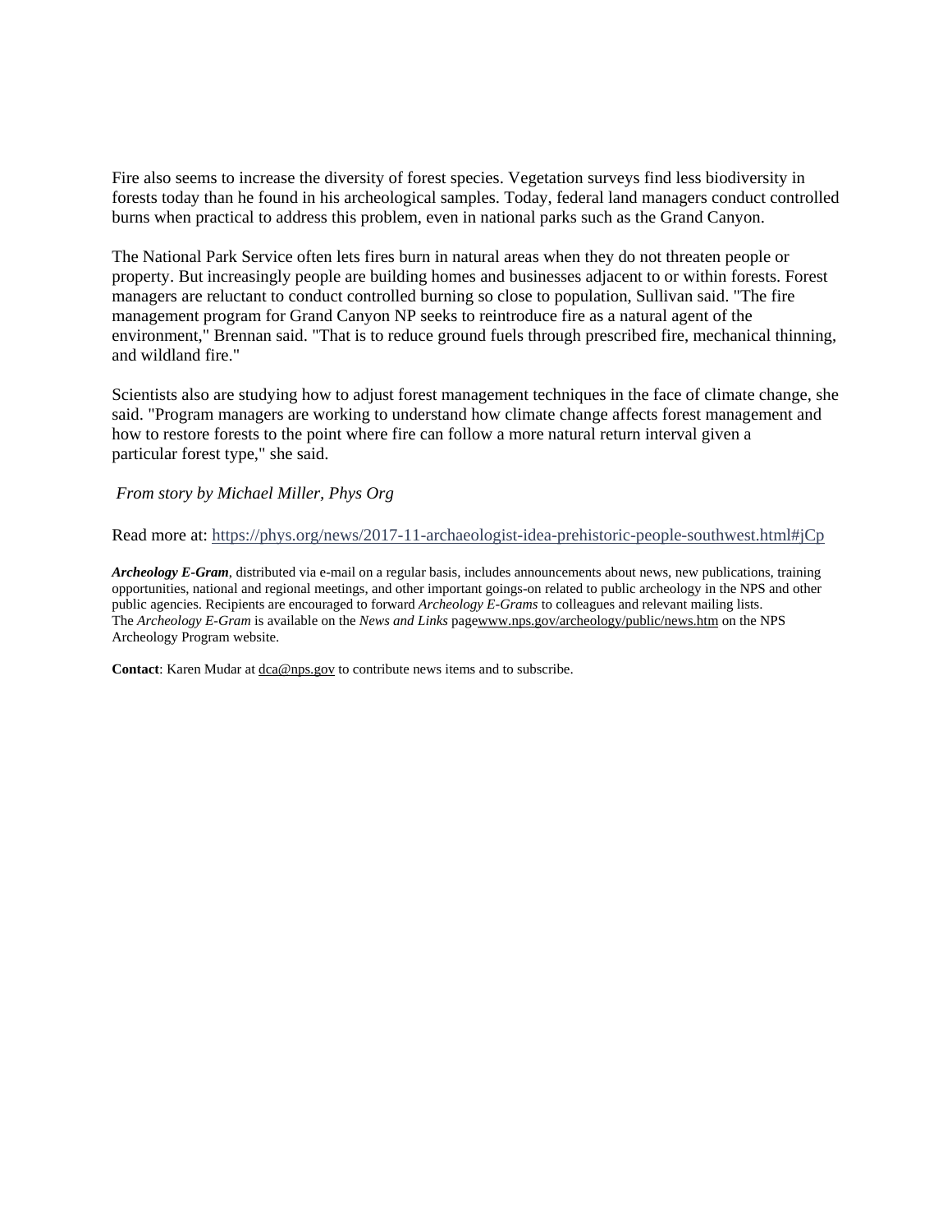Fire also seems to increase the diversity of forest species. Vegetation surveys find less biodiversity in forests today than he found in his archeological samples. Today, federal land managers conduct controlled burns when practical to address this problem, even in national parks such as the Grand Canyon.

The National Park Service often lets fires burn in natural areas when they do not threaten people or property. But increasingly people are building homes and businesses adjacent to or within forests. Forest managers are reluctant to conduct controlled burning so close to population, Sullivan said. "The fire management program for Grand Canyon NP seeks to reintroduce fire as a natural agent of the environment," Brennan said. "That is to reduce ground fuels through prescribed fire, mechanical thinning, and wildland fire."

Scientists also are studying how to adjust forest management techniques in the face of climate change, she said. "Program managers are working to understand how climate change affects forest management and how to restore forests to the point where fire can follow a more natural return interval given a particular forest type," she said.

*From story by Michael Miller, Phys Org*

Read more at: https://phys.org/news/2017-11-archaeologist-idea-prehistoric-people-southwest.html#jCp

***Archeology E-Gram***, distributed via e-mail on a regular basis, includes announcements about news, new publications, training opportunities, national and regional meetings, and other important goings-on related to public archeology in the NPS and other public agencies. Recipients are encouraged to forward *Archeology E-Grams* to colleagues and relevant mailing lists. The *Archeology E-Gram* is available on the *News and Links* pagewww.nps.gov/archeology/public/news.htm on the NPS Archeology Program website.

**Contact**: Karen Mudar at dca@nps.gov to contribute news items and to subscribe.